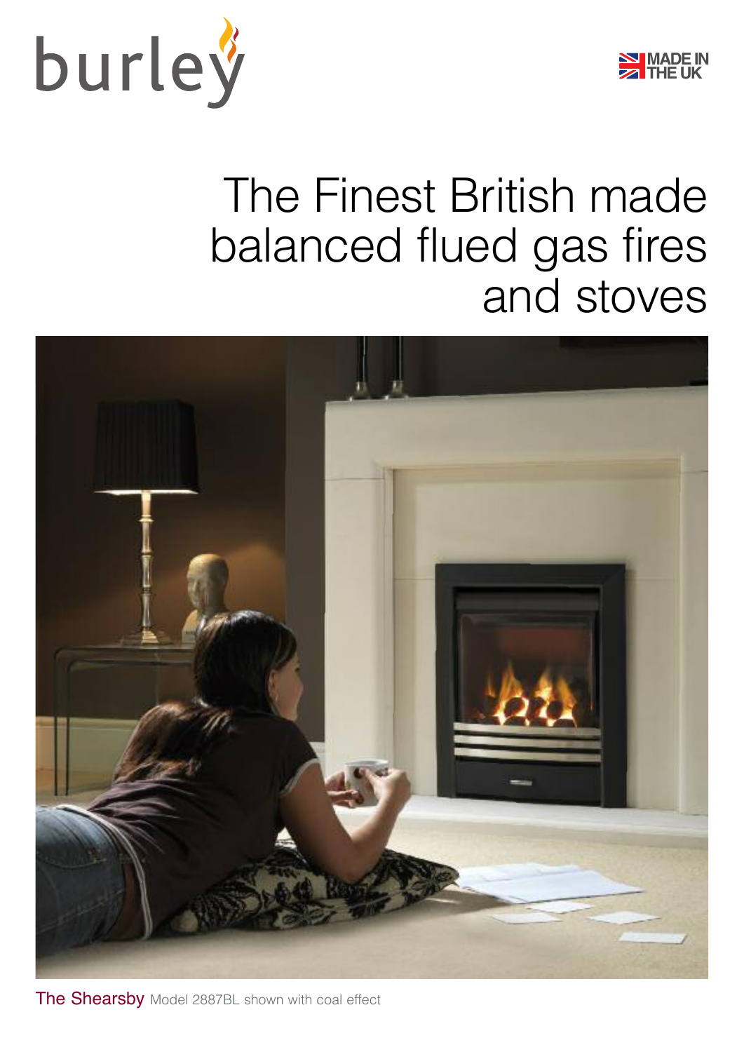burley

MADE IN THE UK

# The Finest British made balanced flued gas fires and stoves

The Shearsby Model 2887BL shown with coal effect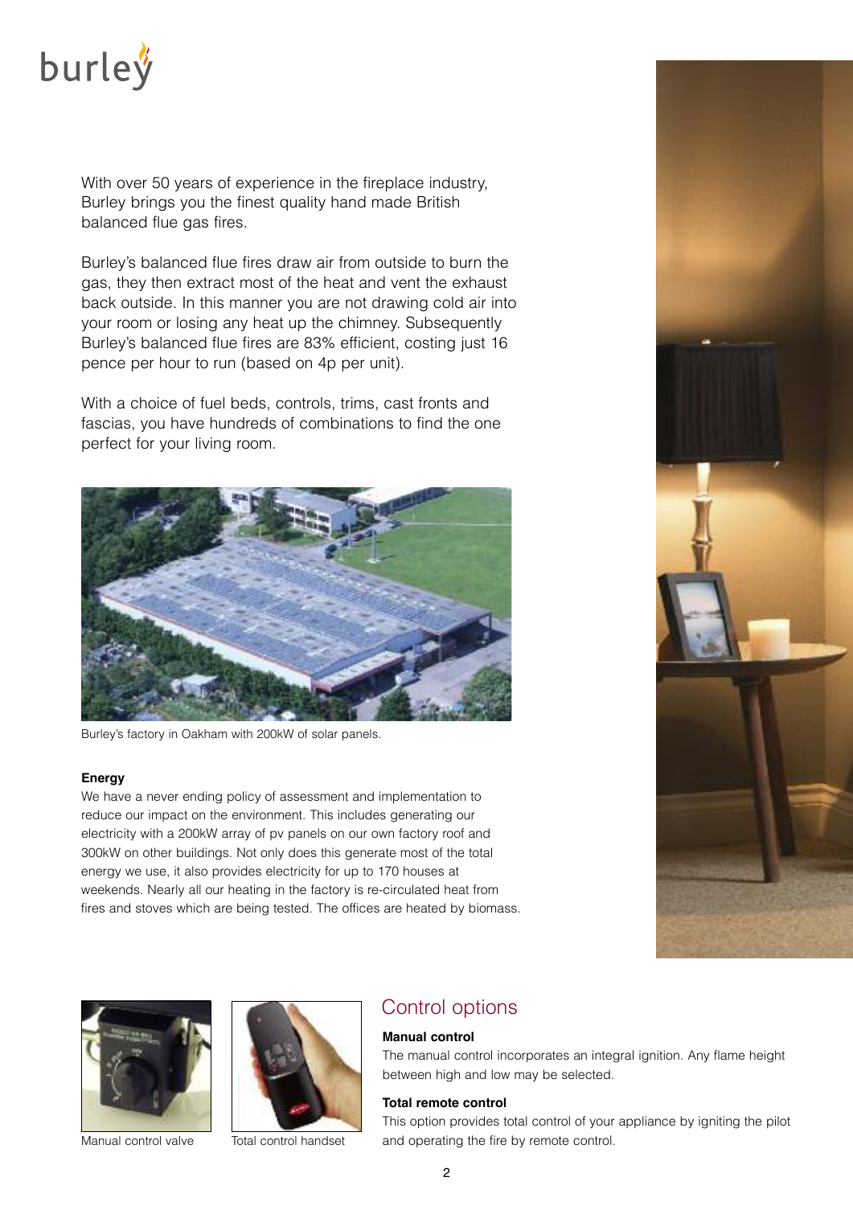burley

With over 50 years of experience in the fireplace industry, Burley brings you the finest quality hand made British balanced flue gas fires.

Burley's balanced flue fires draw air from outside to burn the gas, they then extract most of the heat and vent the exhaust back outside. In this manner you are not drawing cold air into your room or losing any heat up the chimney. Subsequently Burley's balanced flue fires are 83% efficient, costing just 16 pence per hour to run (based on 4p per unit).

With a choice of fuel beds, controls, trims, cast fronts and fascias, you have hundreds of combinations to find the one perfect for your living room.

Burley's factory in Oakham with 200kW of solar panels.

**Energy**

We have a never ending policy of assessment and implementation to reduce our impact on the environment. This includes generating our electricity with a 200kW array of pv panels on our own factory roof and 300kW on other buildings. Not only does this generate most of the total energy we use, it also provides electricity for up to 170 houses at weekends. Nearly all our heating in the factory is re-circulated heat from fires and stoves which are being tested. The offices are heated by biomass.

Manual control valve

Total control handset

## Control options

**Manual control**

The manual control incorporates an integral ignition. Any flame height between high and low may be selected.

**Total remote control**

This option provides total control of your appliance by igniting the pilot and operating the fire by remote control.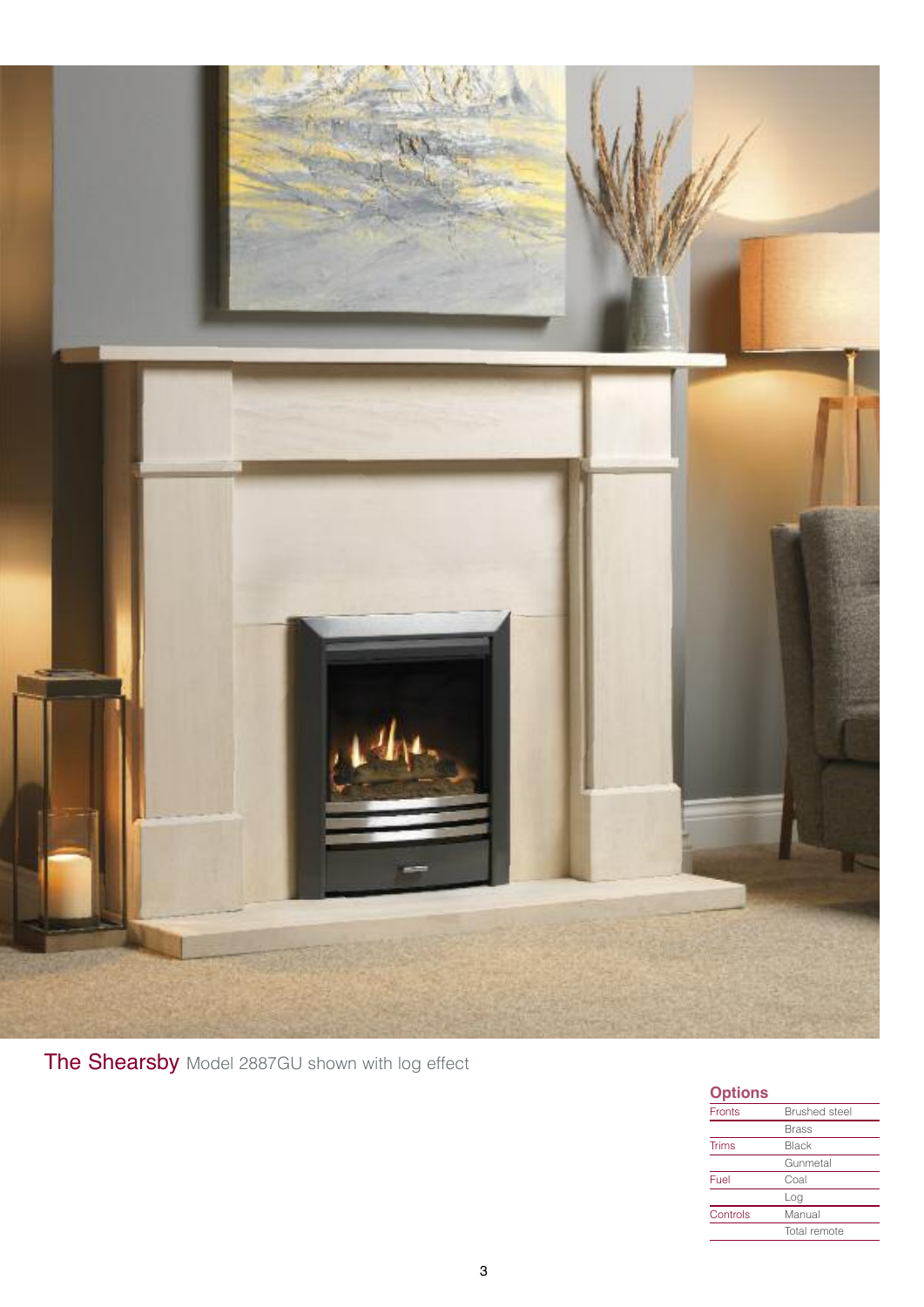**The Shearsby** Model 2887GU shown with log effect

## Options

| | |
|---|---|
| Fronts | Brushed steel |
| | Brass |
| Trims | Black |
| | Gunmetal |
| Fuel | Coal |
| | Log |
| Controls | Manual |
| | Total remote |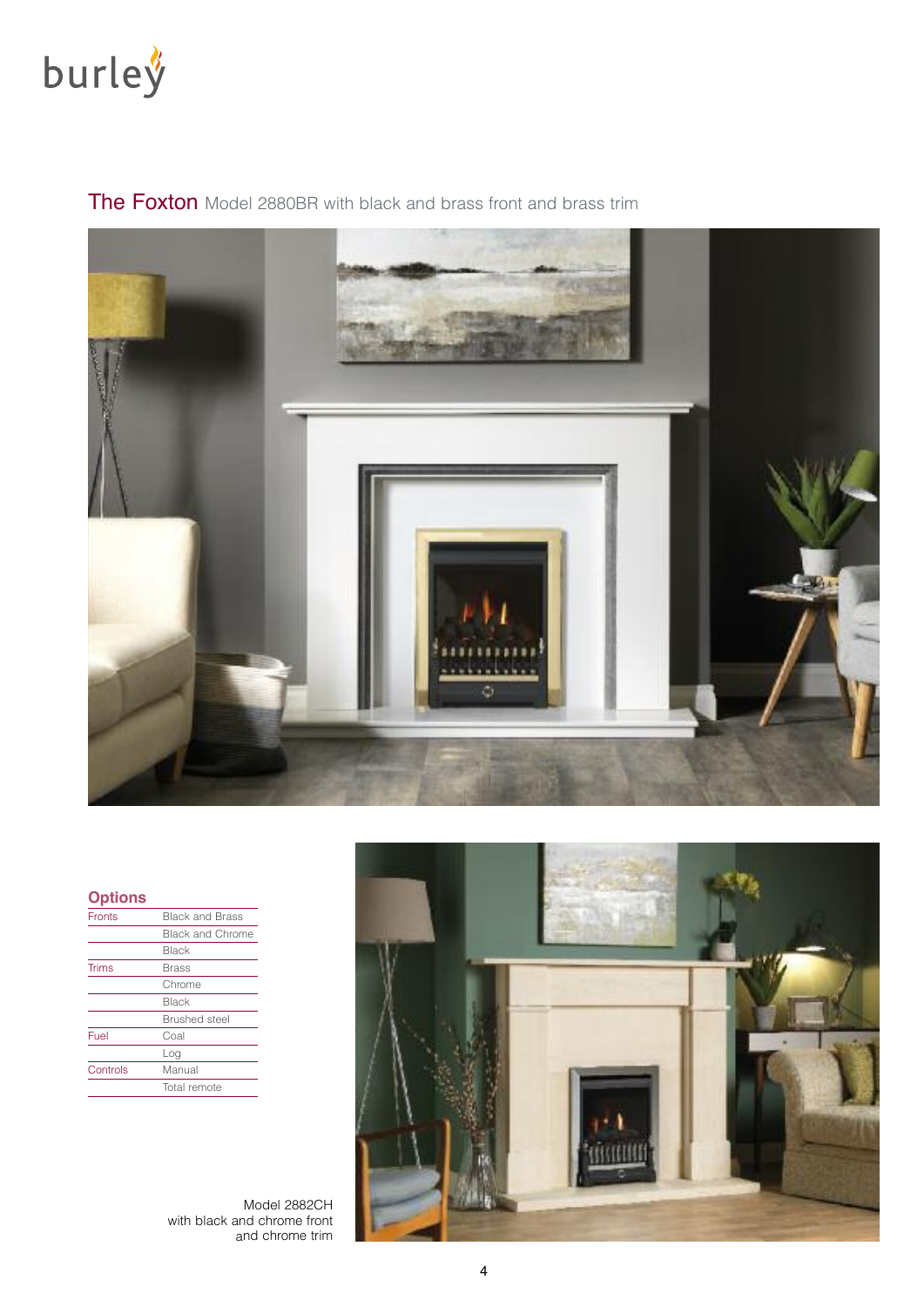burley

## The Foxton Model 2880BR with black and brass front and brass trim

### Options

| | |
|---|---|
| Fronts | Black and Brass |
| | Black and Chrome |
| | Black |
| Trims | Brass |
| | Chrome |
| | Black |
| | Brushed steel |
| Fuel | Coal |
| | Log |
| Controls | Manual |
| | Total remote |

Model 2882CH
with black and chrome front
and chrome trim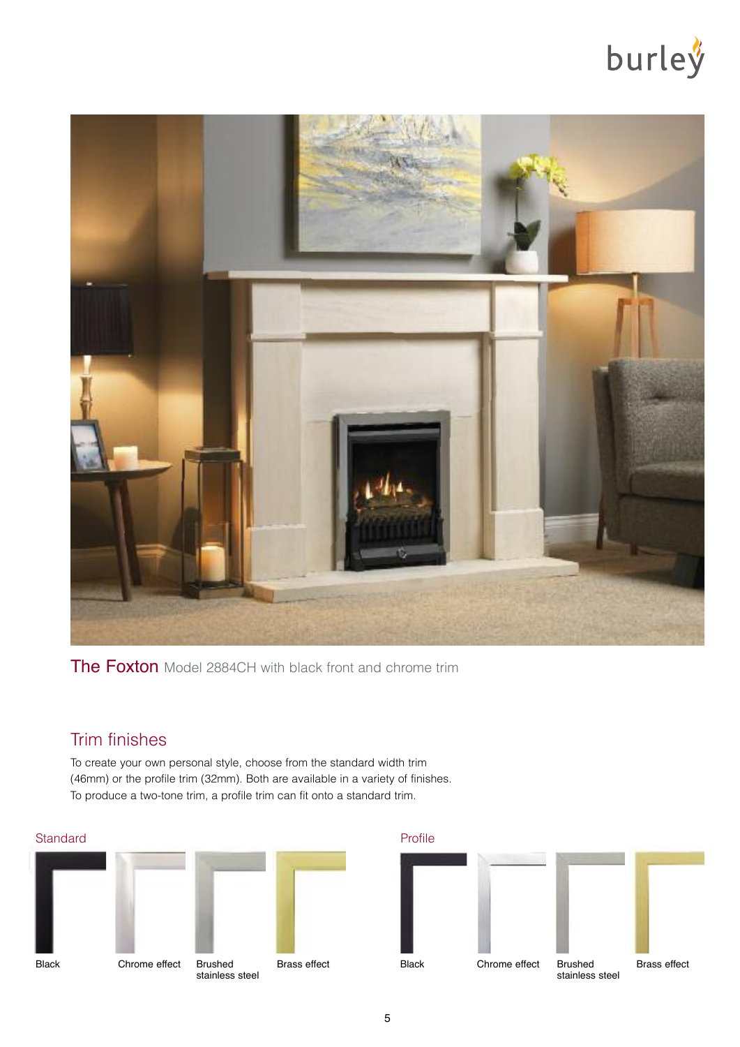**The Foxton** Model 2884CH with black front and chrome trim

## Trim finishes

To create your own personal style, choose from the standard width trim (46mm) or the profile trim (32mm). Both are available in a variety of finishes. To produce a two-tone trim, a profile trim can fit onto a standard trim.

### Standard

Black

Chrome effect

Brushed stainless steel

Brass effect

### Profile

Black

Chrome effect

Brushed stainless steel

Brass effect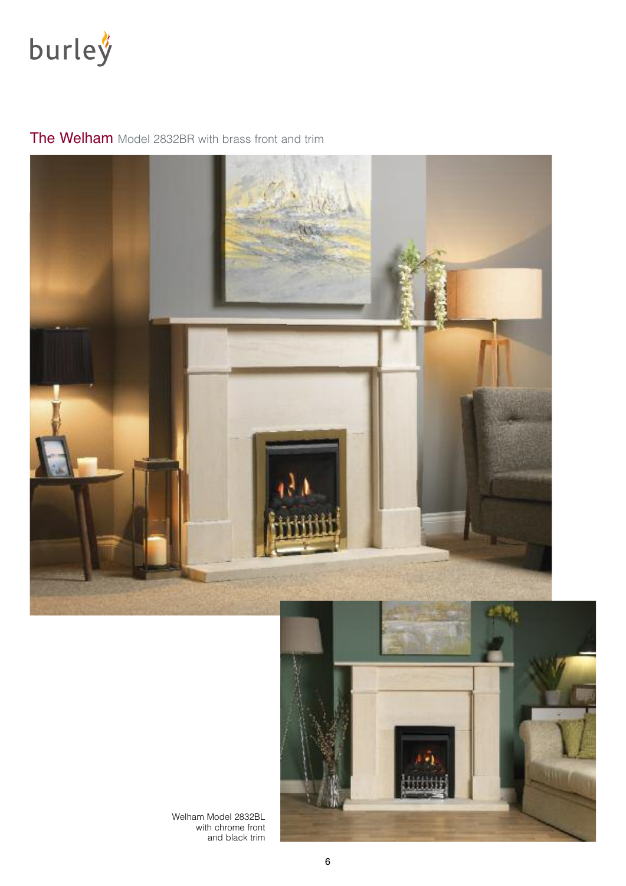## The Welham Model 2832BR with brass front and trim

Welham Model 2832BL with chrome front and black trim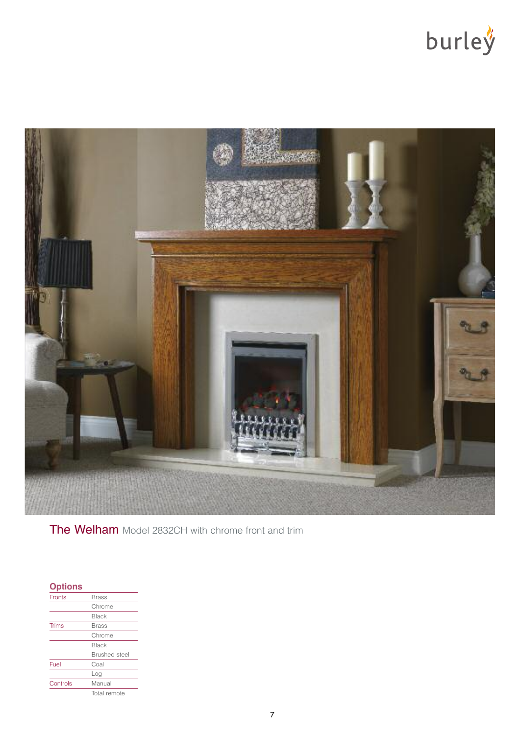**The Welham** Model 2832CH with chrome front and trim

## Options

| | |
|---|---|
| Fronts | Brass |
| | Chrome |
| | Black |
| Trims | Brass |
| | Chrome |
| | Black |
| | Brushed steel |
| Fuel | Coal |
| | Log |
| Controls | Manual |
| | Total remote |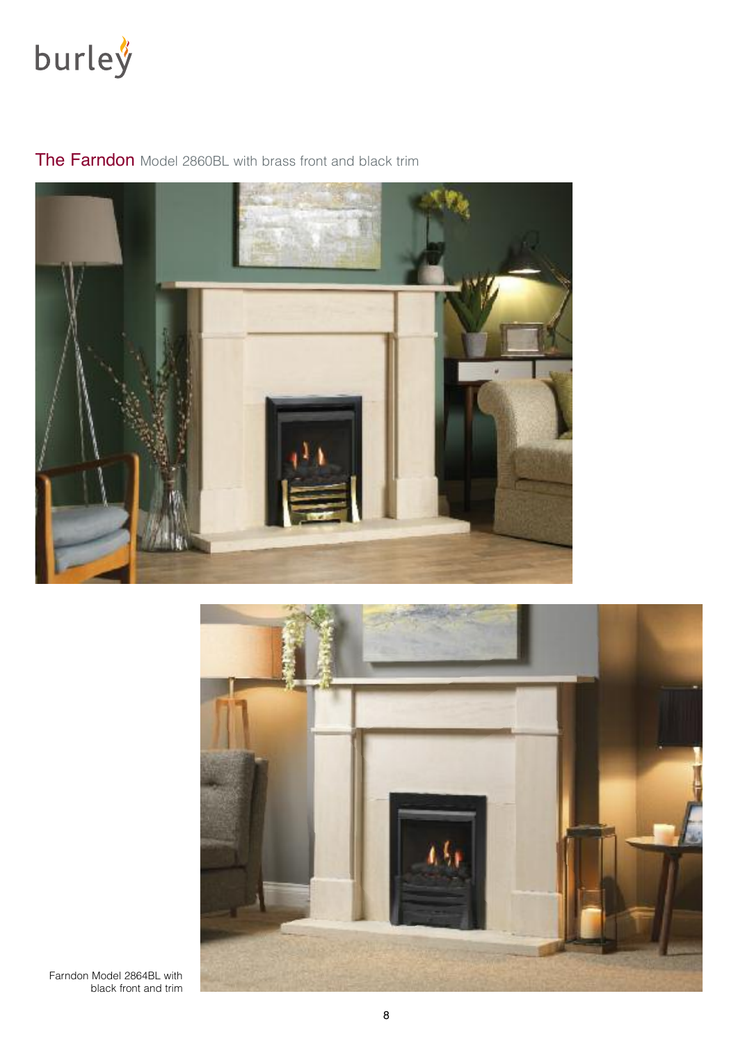## The Farndon Model 2860BL with brass front and black trim

Farndon Model 2864BL with black front and trim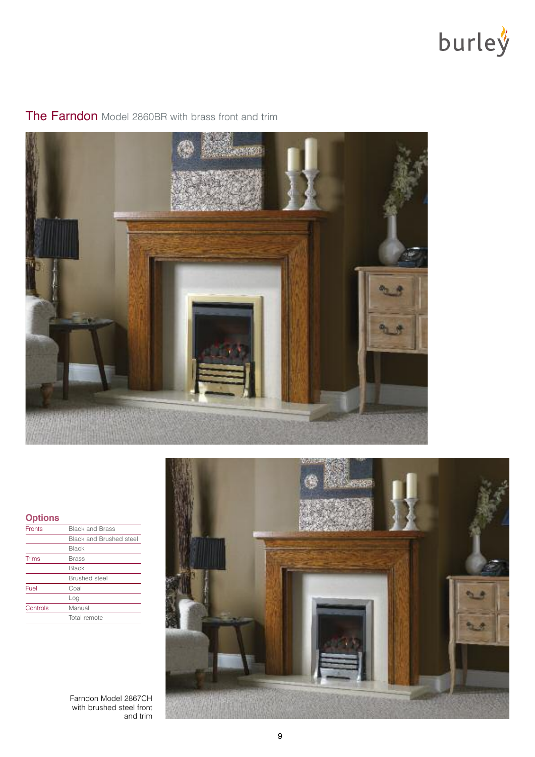## The Farndon Model 2860BR with brass front and trim

### Options

| | |
|---|---|
| Fronts | Black and Brass |
| | Black and Brushed steel |
| | Black |
| Trims | Brass |
| | Black |
| | Brushed steel |
| Fuel | Coal |
| | Log |
| Controls | Manual |
| | Total remote |

Farndon Model 2867CH with brushed steel front and trim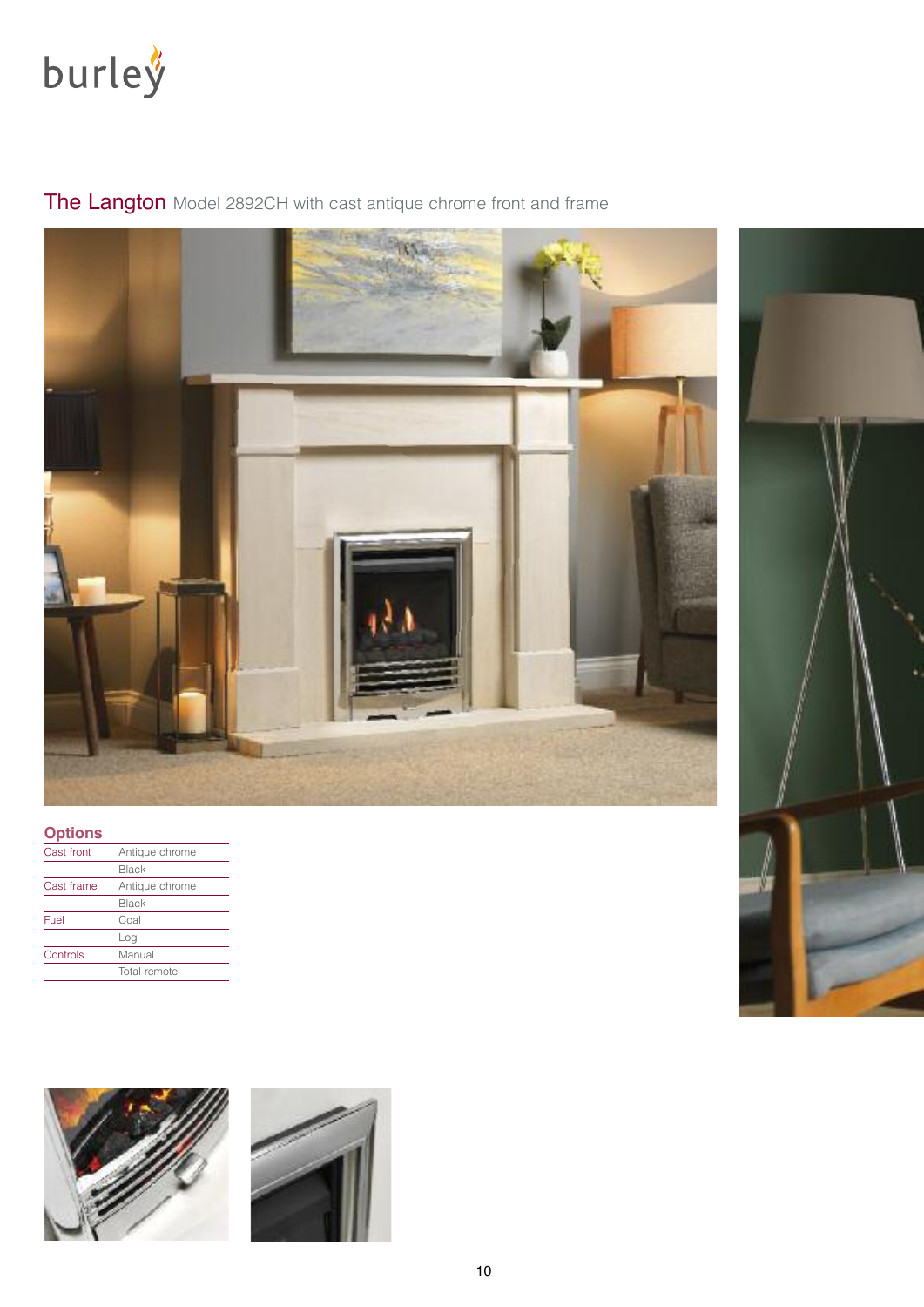## The Langton Model 2892CH with cast antique chrome front and frame

### Options

| | |
|---|---|
| Cast front | Antique chrome |
| | Black |
| Cast frame | Antique chrome |
| | Black |
| Fuel | Coal |
| | Log |
| Controls | Manual |
| | Total remote |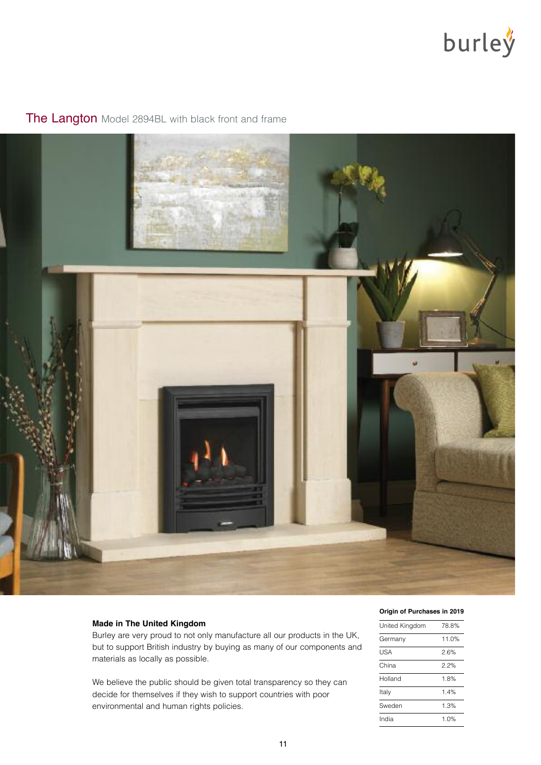## The Langton Model 2894BL with black front and frame

**Made in The United Kingdom**

Burley are very proud to not only manufacture all our products in the UK, but to support British industry by buying as many of our components and materials as locally as possible.

We believe the public should be given total transparency so they can decide for themselves if they wish to support countries with poor environmental and human rights policies.

**Origin of Purchases in 2019**

| Country | % |
|---|---|
| United Kingdom | 78.8% |
| Germany | 11.0% |
| USA | 2.6% |
| China | 2.2% |
| Holland | 1.8% |
| Italy | 1.4% |
| Sweden | 1.3% |
| India | 1.0% |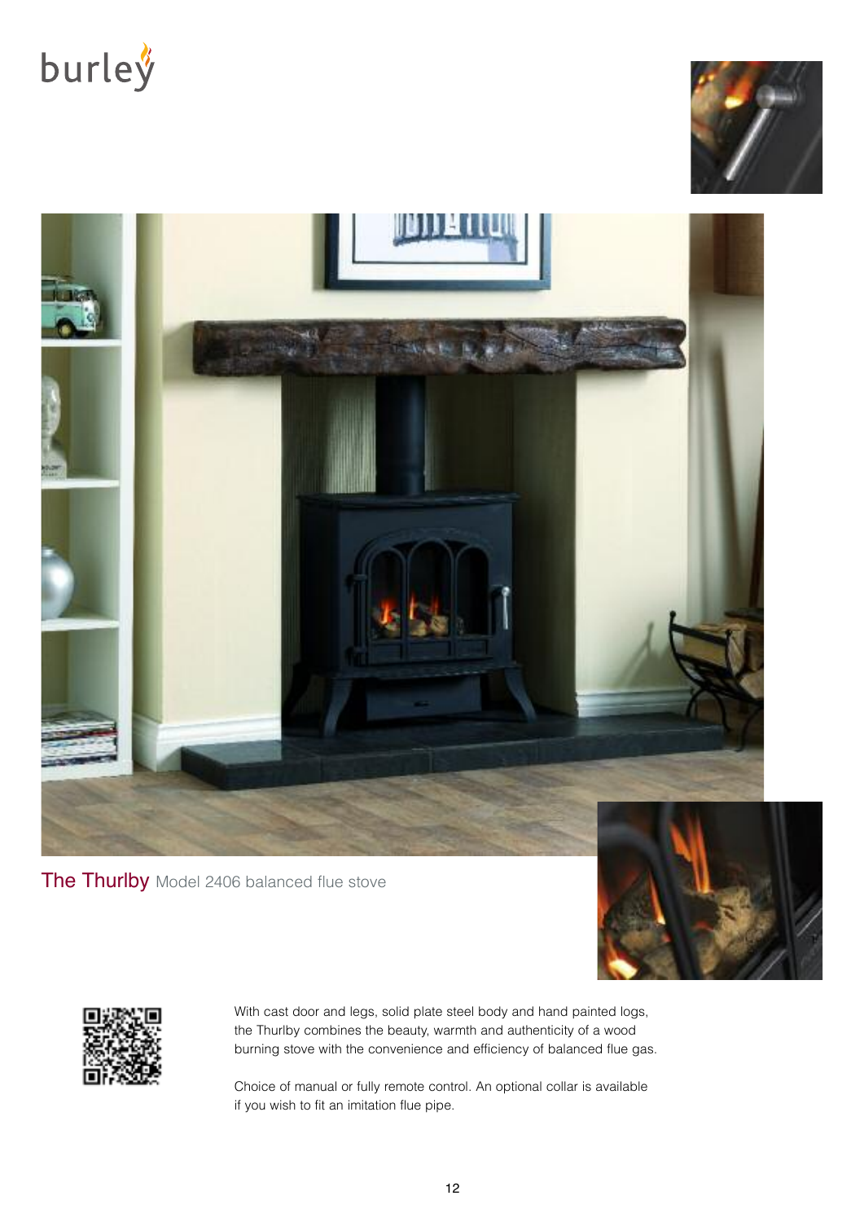burley

## The Thurlby Model 2406 balanced flue stove

With cast door and legs, solid plate steel body and hand painted logs, the Thurlby combines the beauty, warmth and authenticity of a wood burning stove with the convenience and efficiency of balanced flue gas.

Choice of manual or fully remote control. An optional collar is available if you wish to fit an imitation flue pipe.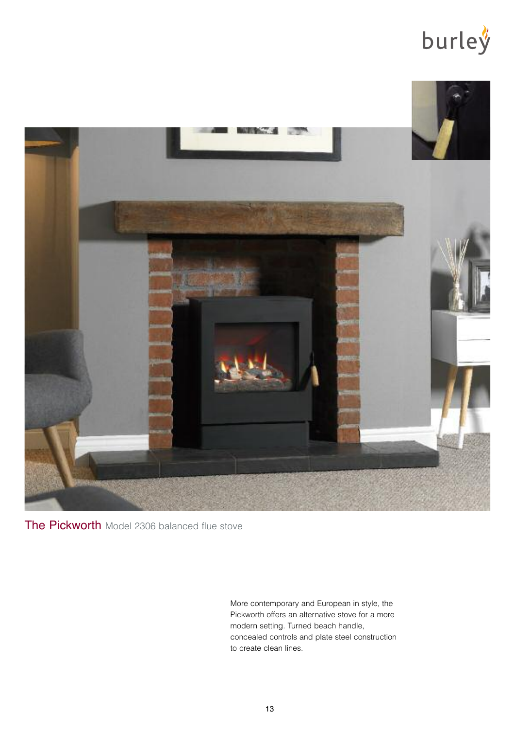## The Pickworth Model 2306 balanced flue stove

More contemporary and European in style, the Pickworth offers an alternative stove for a more modern setting. Turned beach handle, concealed controls and plate steel construction to create clean lines.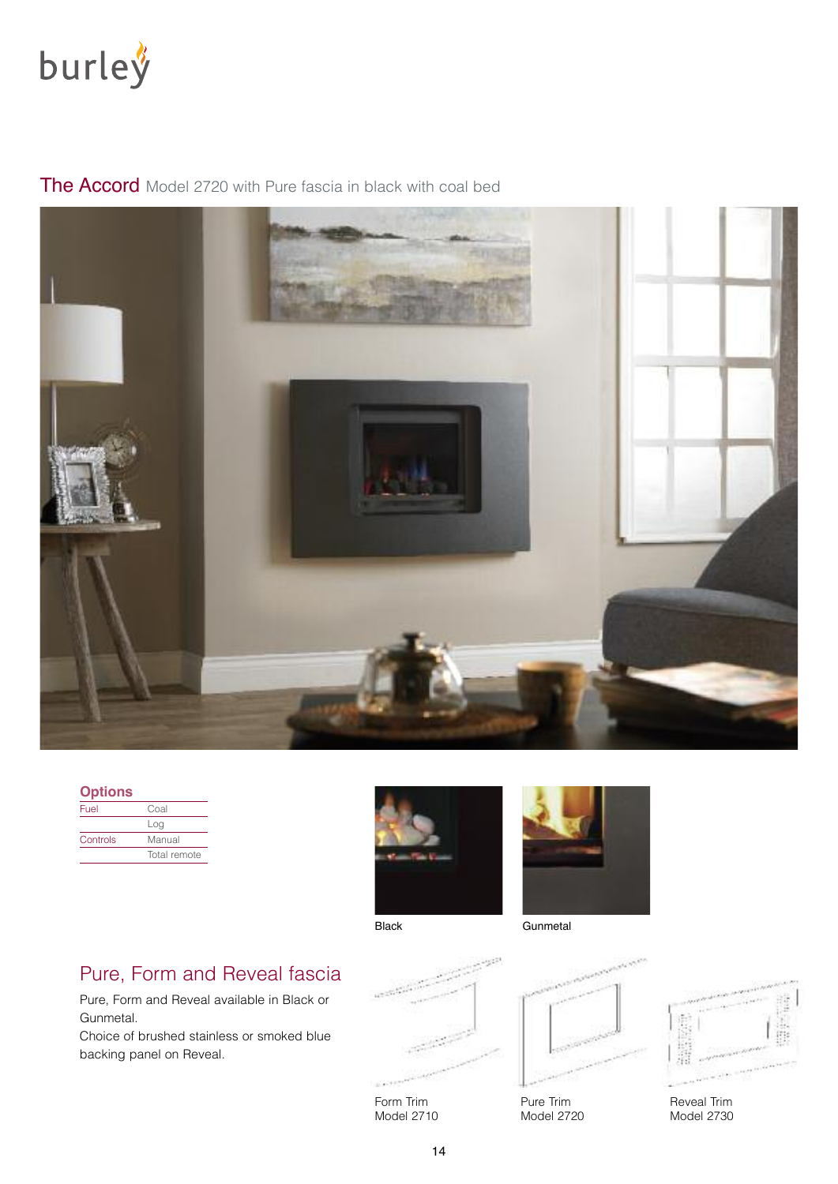burley

## The Accord Model 2720 with Pure fascia in black with coal bed

### Options

| | |
|---|---|
| Fuel | Coal |
| | Log |
| Controls | Manual |
| | Total remote |

Black

Gunmetal

## Pure, Form and Reveal fascia

Pure, Form and Reveal available in Black or Gunmetal.
Choice of brushed stainless or smoked blue backing panel on Reveal.

Form Trim
Model 2710

Pure Trim
Model 2720

Reveal Trim
Model 2730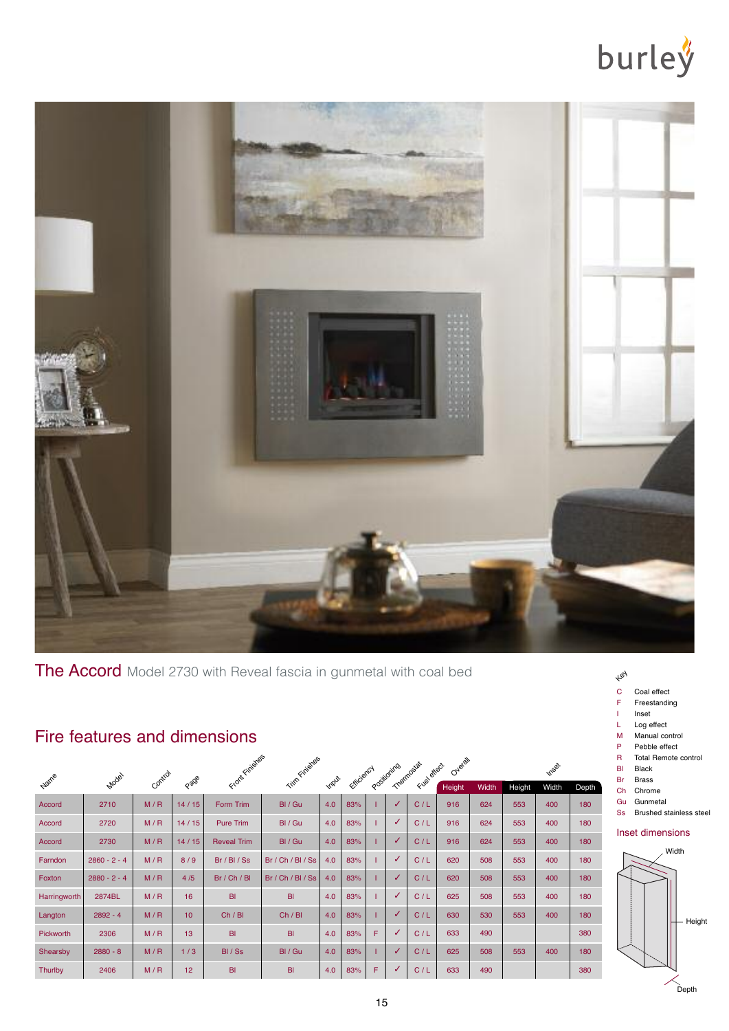burley

**The Accord** Model 2730 with Reveal fascia in gunmetal with coal bed

## Fire features and dimensions

| Name | Model | Control | Page | Front Finishes | Trim Finishes | Input | Efficiency | Positioning | Thermostat | Fuel effect | Overall | | Inset | | |
|---|---|---|---|---|---|---|---|---|---|---|---|---|---|---|---|
| | | | | | | | | | | | Height | Width | Height | Width | Depth |
| Accord | 2710 | M / R | 14 / 15 | Form Trim | Bl / Gu | 4.0 | 83% | I | ✓ | C / L | 916 | 624 | 553 | 400 | 180 |
| Accord | 2720 | M / R | 14 / 15 | Pure Trim | Bl / Gu | 4.0 | 83% | I | ✓ | C / L | 916 | 624 | 553 | 400 | 180 |
| Accord | 2730 | M / R | 14 / 15 | Reveal Trim | Bl / Gu | 4.0 | 83% | I | ✓ | C / L | 916 | 624 | 553 | 400 | 180 |
| Farndon | 2860 - 2 - 4 | M / R | 8 / 9 | Br / Bl / Ss | Br / Ch / Bl / Ss | 4.0 | 83% | I | ✓ | C / L | 620 | 508 | 553 | 400 | 180 |
| Foxton | 2880 - 2 - 4 | M / R | 4 /5 | Br / Ch / Bl | Br / Ch / Bl / Ss | 4.0 | 83% | I | ✓ | C / L | 620 | 508 | 553 | 400 | 180 |
| Harringworth | 2874BL | M / R | 16 | Bl | Bl | 4.0 | 83% | I | ✓ | C / L | 625 | 508 | 553 | 400 | 180 |
| Langton | 2892 - 4 | M / R | 10 | Ch / Bl | Ch / Bl | 4.0 | 83% | I | ✓ | C / L | 630 | 530 | 553 | 400 | 180 |
| Pickworth | 2306 | M / R | 13 | Bl | Bl | 4.0 | 83% | F | ✓ | C / L | 633 | 490 | | | 380 |
| Shearsby | 2880 - 8 | M / R | 1 / 3 | Bl / Ss | Bl / Gu | 4.0 | 83% | I | ✓ | C / L | 625 | 508 | 553 | 400 | 180 |
| Thurlby | 2406 | M / R | 12 | Bl | Bl | 4.0 | 83% | F | ✓ | C / L | 633 | 490 | | | 380 |

**Key**

- C Coal effect
- F Freestanding
- I Inset
- L Log effect
- M Manual control
- P Pebble effect
- R Total Remote control
- Bl Black
- Br Brass
- Ch Chrome
- Gu Gunmetal
- Ss Brushed stainless steel

**Inset dimensions**

Width

Height

Depth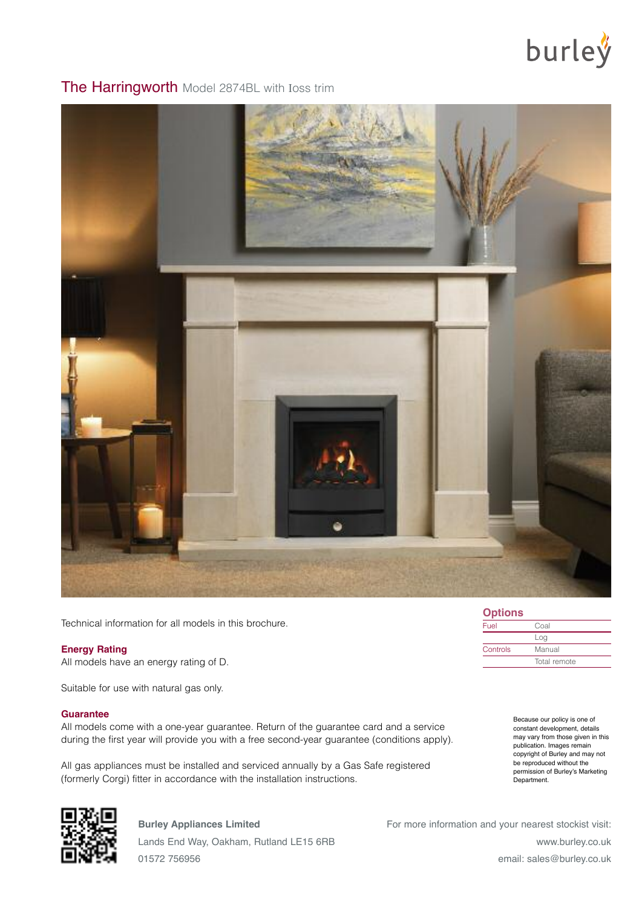burley

## The Harringworth Model 2874BL with Ioss trim

Technical information for all models in this brochure.

### Energy Rating

All models have an energy rating of D.

Suitable for use with natural gas only.

### Guarantee

All models come with a one-year guarantee. Return of the guarantee card and a service during the first year will provide you with a free second-year guarantee (conditions apply).

All gas appliances must be installed and serviced annually by a Gas Safe registered (formerly Corgi) fitter in accordance with the installation instructions.

### Options

| | |
|---|---|
| Fuel | Coal |
| | Log |
| Controls | Manual |
| | Total remote |

Because our policy is one of constant development, details may vary from those given in this publication. Images remain copyright of Burley and may not be reproduced without the permission of Burley's Marketing Department.

**Burley Appliances Limited**
Lands End Way, Oakham, Rutland LE15 6RB
01572 756956

For more information and your nearest stockist visit:
www.burley.co.uk
email: sales@burley.co.uk